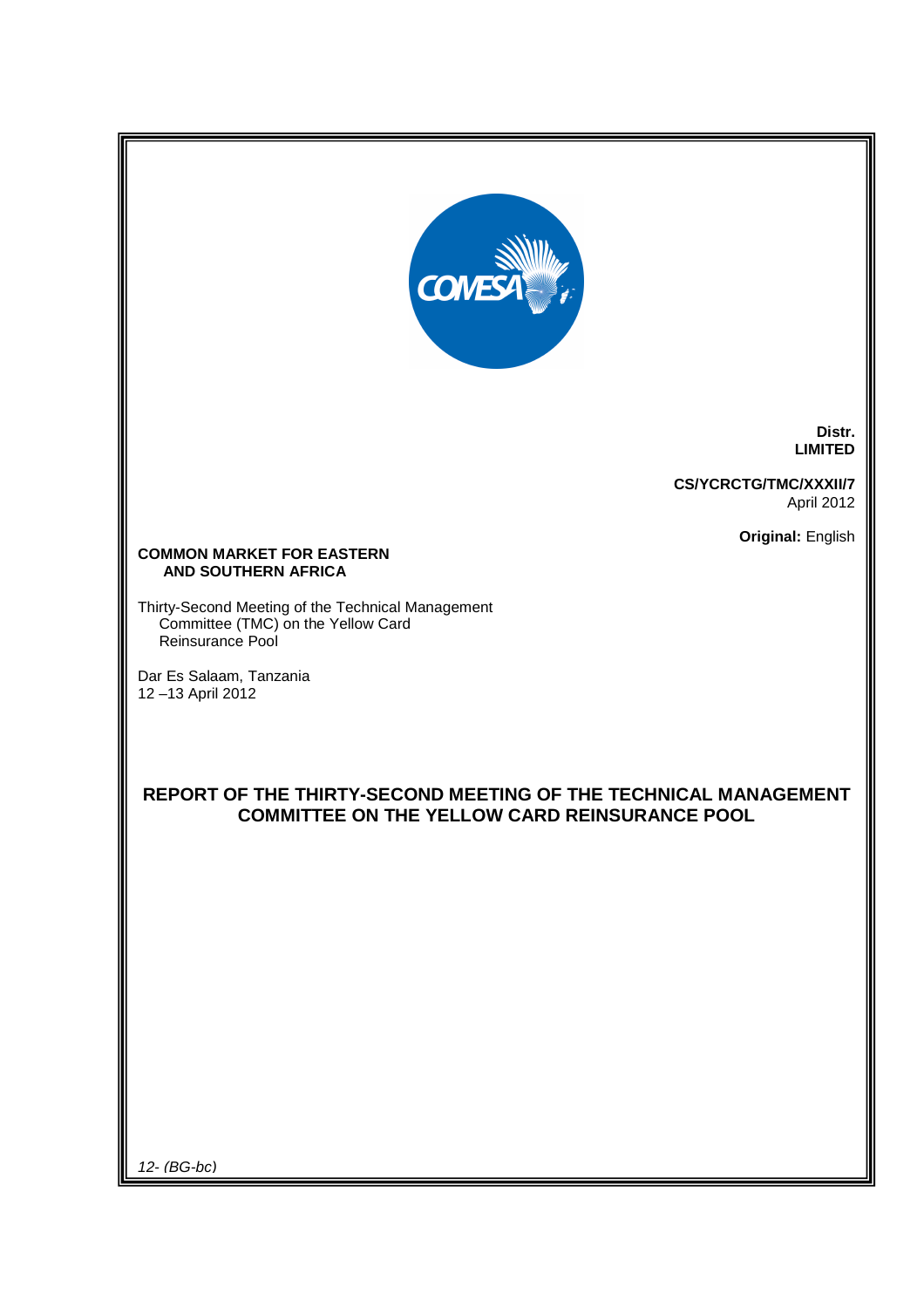**Distr.**
**LIMITED**

**CS/YCRCTG/TMC/XXXII/7**
April 2012

**Original:** English

**COMMON MARKET FOR EASTERN AND SOUTHERN AFRICA**

Thirty-Second Meeting of the Technical Management Committee (TMC) on the Yellow Card Reinsurance Pool

Dar Es Salaam, Tanzania
12 –13 April 2012

# REPORT OF THE THIRTY-SECOND MEETING OF THE TECHNICAL MANAGEMENT COMMITTEE ON THE YELLOW CARD REINSURANCE POOL

*12- (BG-bc)*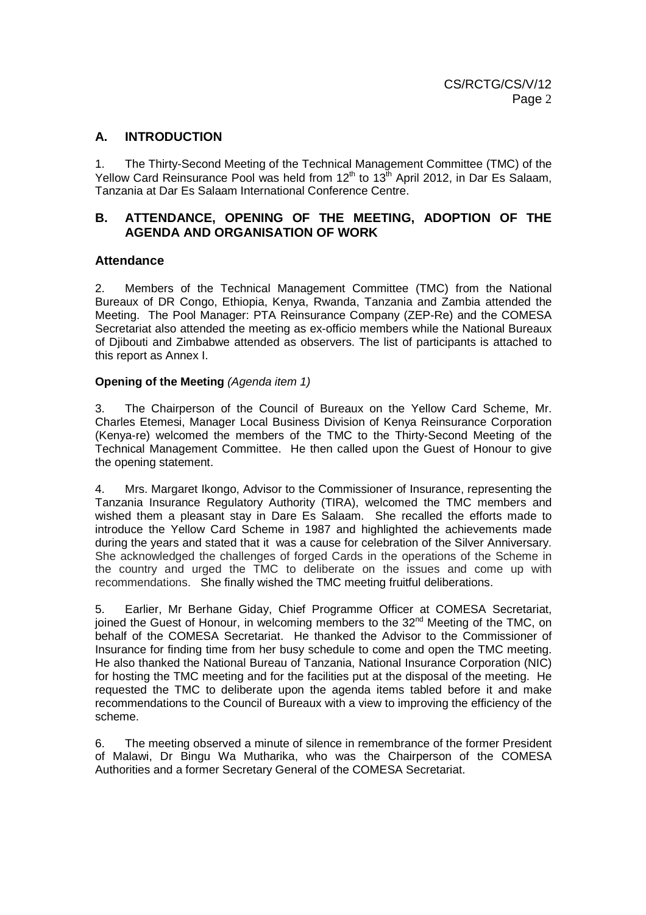## A. INTRODUCTION

1. The Thirty-Second Meeting of the Technical Management Committee (TMC) of the Yellow Card Reinsurance Pool was held from 12th to 13th April 2012, in Dar Es Salaam, Tanzania at Dar Es Salaam International Conference Centre.

## B. ATTENDANCE, OPENING OF THE MEETING, ADOPTION OF THE AGENDA AND ORGANISATION OF WORK

### Attendance

2. Members of the Technical Management Committee (TMC) from the National Bureaux of DR Congo, Ethiopia, Kenya, Rwanda, Tanzania and Zambia attended the Meeting. The Pool Manager: PTA Reinsurance Company (ZEP-Re) and the COMESA Secretariat also attended the meeting as ex-officio members while the National Bureaux of Djibouti and Zimbabwe attended as observers. The list of participants is attached to this report as Annex I.

**Opening of the Meeting** *(Agenda item 1)*

3. The Chairperson of the Council of Bureaux on the Yellow Card Scheme, Mr. Charles Etemesi, Manager Local Business Division of Kenya Reinsurance Corporation (Kenya-re) welcomed the members of the TMC to the Thirty-Second Meeting of the Technical Management Committee. He then called upon the Guest of Honour to give the opening statement.

4. Mrs. Margaret Ikongo, Advisor to the Commissioner of Insurance, representing the Tanzania Insurance Regulatory Authority (TIRA), welcomed the TMC members and wished them a pleasant stay in Dare Es Salaam. She recalled the efforts made to introduce the Yellow Card Scheme in 1987 and highlighted the achievements made during the years and stated that it was a cause for celebration of the Silver Anniversary. She acknowledged the challenges of forged Cards in the operations of the Scheme in the country and urged the TMC to deliberate on the issues and come up with recommendations. She finally wished the TMC meeting fruitful deliberations.

5. Earlier, Mr Berhane Giday, Chief Programme Officer at COMESA Secretariat, joined the Guest of Honour, in welcoming members to the 32nd Meeting of the TMC, on behalf of the COMESA Secretariat. He thanked the Advisor to the Commissioner of Insurance for finding time from her busy schedule to come and open the TMC meeting. He also thanked the National Bureau of Tanzania, National Insurance Corporation (NIC) for hosting the TMC meeting and for the facilities put at the disposal of the meeting. He requested the TMC to deliberate upon the agenda items tabled before it and make recommendations to the Council of Bureaux with a view to improving the efficiency of the scheme.

6. The meeting observed a minute of silence in remembrance of the former President of Malawi, Dr Bingu Wa Mutharika, who was the Chairperson of the COMESA Authorities and a former Secretary General of the COMESA Secretariat.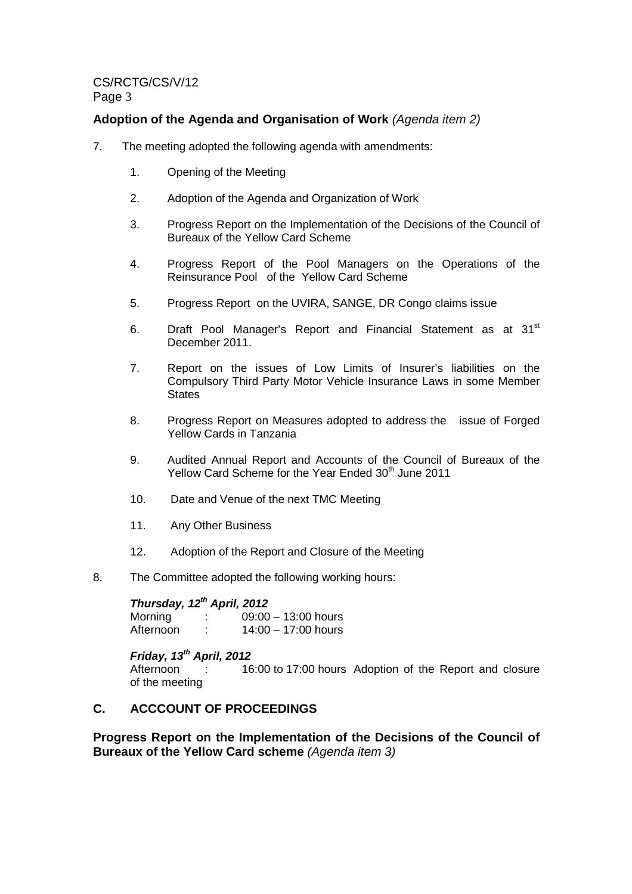**Adoption of the Agenda and Organisation of Work** *(Agenda item 2)*

7. The meeting adopted the following agenda with amendments:

    1. Opening of the Meeting

    2. Adoption of the Agenda and Organization of Work

    3. Progress Report on the Implementation of the Decisions of the Council of Bureaux of the Yellow Card Scheme

    4. Progress Report of the Pool Managers on the Operations of the Reinsurance Pool of the Yellow Card Scheme

    5. Progress Report on the UVIRA, SANGE, DR Congo claims issue

    6. Draft Pool Manager's Report and Financial Statement as at 31st December 2011.

    7. Report on the issues of Low Limits of Insurer's liabilities on the Compulsory Third Party Motor Vehicle Insurance Laws in some Member States

    8. Progress Report on Measures adopted to address the issue of Forged Yellow Cards in Tanzania

    9. Audited Annual Report and Accounts of the Council of Bureaux of the Yellow Card Scheme for the Year Ended 30th June 2011

    10. Date and Venue of the next TMC Meeting

    11. Any Other Business

    12. Adoption of the Report and Closure of the Meeting

8. The Committee adopted the following working hours:

***Thursday, 12th April, 2012***

Morning : 09:00 – 13:00 hours
Afternoon : 14:00 – 17:00 hours

***Friday, 13th April, 2012***

Afternoon : 16:00 to 17:00 hours Adoption of the Report and closure of the meeting

## C. ACCCOUNT OF PROCEEDINGS

**Progress Report on the Implementation of the Decisions of the Council of Bureaux of the Yellow Card scheme** *(Agenda item 3)*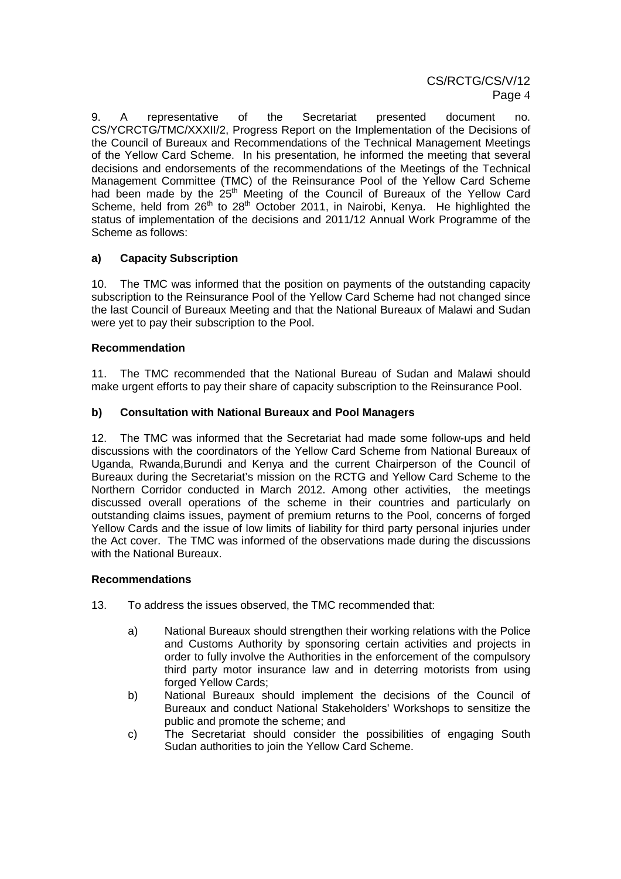9. A representative of the Secretariat presented document no. CS/YCRCTG/TMC/XXXII/2, Progress Report on the Implementation of the Decisions of the Council of Bureaux and Recommendations of the Technical Management Meetings of the Yellow Card Scheme. In his presentation, he informed the meeting that several decisions and endorsements of the recommendations of the Meetings of the Technical Management Committee (TMC) of the Reinsurance Pool of the Yellow Card Scheme had been made by the 25th Meeting of the Council of Bureaux of the Yellow Card Scheme, held from 26th to 28th October 2011, in Nairobi, Kenya. He highlighted the status of implementation of the decisions and 2011/12 Annual Work Programme of the Scheme as follows:

**a) Capacity Subscription**

10. The TMC was informed that the position on payments of the outstanding capacity subscription to the Reinsurance Pool of the Yellow Card Scheme had not changed since the last Council of Bureaux Meeting and that the National Bureaux of Malawi and Sudan were yet to pay their subscription to the Pool.

**Recommendation**

11. The TMC recommended that the National Bureau of Sudan and Malawi should make urgent efforts to pay their share of capacity subscription to the Reinsurance Pool.

**b) Consultation with National Bureaux and Pool Managers**

12. The TMC was informed that the Secretariat had made some follow-ups and held discussions with the coordinators of the Yellow Card Scheme from National Bureaux of Uganda, Rwanda,Burundi and Kenya and the current Chairperson of the Council of Bureaux during the Secretariat's mission on the RCTG and Yellow Card Scheme to the Northern Corridor conducted in March 2012. Among other activities, the meetings discussed overall operations of the scheme in their countries and particularly on outstanding claims issues, payment of premium returns to the Pool, concerns of forged Yellow Cards and the issue of low limits of liability for third party personal injuries under the Act cover. The TMC was informed of the observations made during the discussions with the National Bureaux.

**Recommendations**

13. To address the issues observed, the TMC recommended that:

a) National Bureaux should strengthen their working relations with the Police and Customs Authority by sponsoring certain activities and projects in order to fully involve the Authorities in the enforcement of the compulsory third party motor insurance law and in deterring motorists from using forged Yellow Cards;

b) National Bureaux should implement the decisions of the Council of Bureaux and conduct National Stakeholders' Workshops to sensitize the public and promote the scheme; and

c) The Secretariat should consider the possibilities of engaging South Sudan authorities to join the Yellow Card Scheme.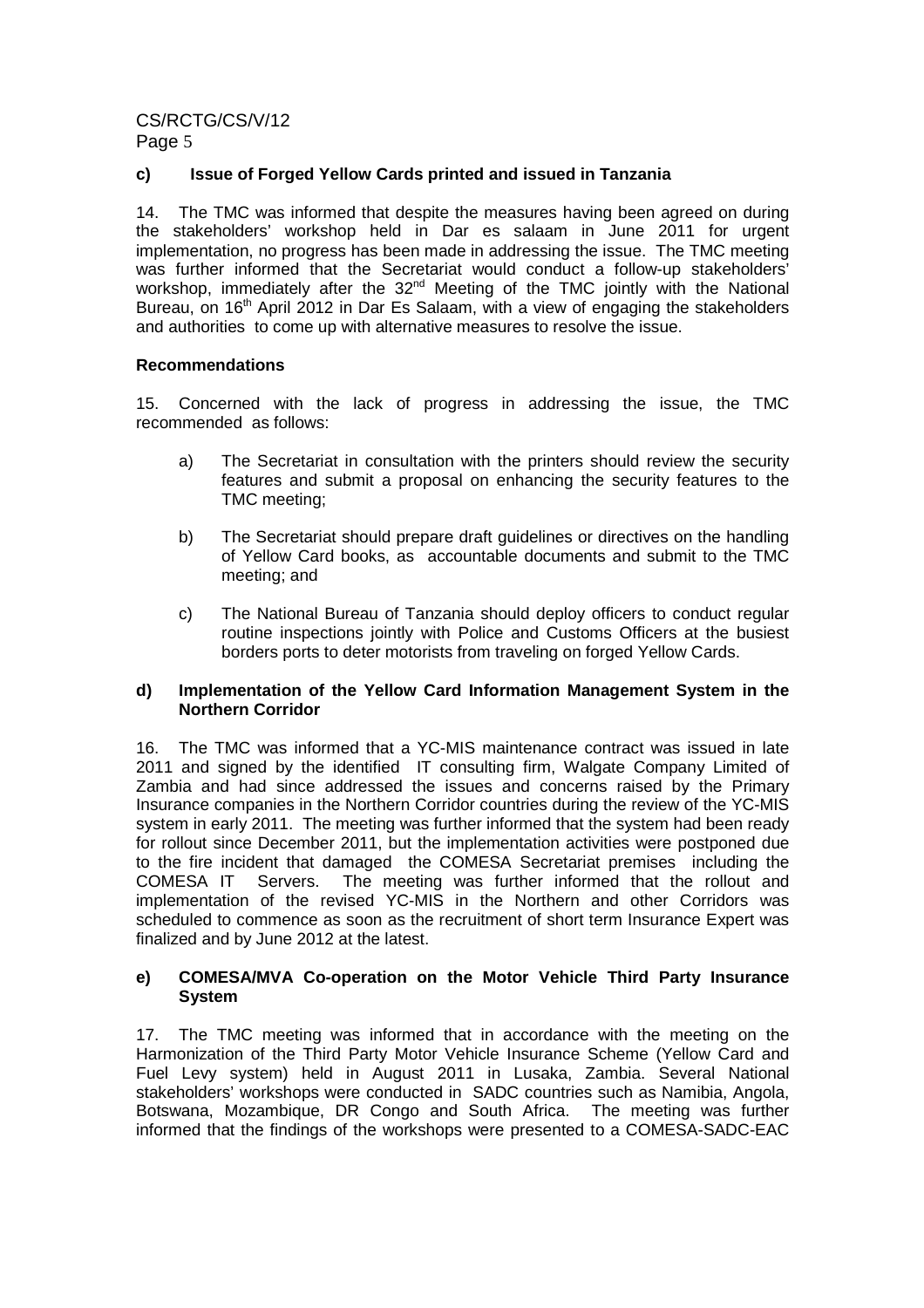**c) Issue of Forged Yellow Cards printed and issued in Tanzania**

14. The TMC was informed that despite the measures having been agreed on during the stakeholders' workshop held in Dar es salaam in June 2011 for urgent implementation, no progress has been made in addressing the issue. The TMC meeting was further informed that the Secretariat would conduct a follow-up stakeholders' workshop, immediately after the 32nd Meeting of the TMC jointly with the National Bureau, on 16th April 2012 in Dar Es Salaam, with a view of engaging the stakeholders and authorities to come up with alternative measures to resolve the issue.

**Recommendations**

15. Concerned with the lack of progress in addressing the issue, the TMC recommended as follows:

a) The Secretariat in consultation with the printers should review the security features and submit a proposal on enhancing the security features to the TMC meeting;

b) The Secretariat should prepare draft guidelines or directives on the handling of Yellow Card books, as accountable documents and submit to the TMC meeting; and

c) The National Bureau of Tanzania should deploy officers to conduct regular routine inspections jointly with Police and Customs Officers at the busiest borders ports to deter motorists from traveling on forged Yellow Cards.

**d) Implementation of the Yellow Card Information Management System in the Northern Corridor**

16. The TMC was informed that a YC-MIS maintenance contract was issued in late 2011 and signed by the identified IT consulting firm, Walgate Company Limited of Zambia and had since addressed the issues and concerns raised by the Primary Insurance companies in the Northern Corridor countries during the review of the YC-MIS system in early 2011. The meeting was further informed that the system had been ready for rollout since December 2011, but the implementation activities were postponed due to the fire incident that damaged the COMESA Secretariat premises including the COMESA IT Servers. The meeting was further informed that the rollout and implementation of the revised YC-MIS in the Northern and other Corridors was scheduled to commence as soon as the recruitment of short term Insurance Expert was finalized and by June 2012 at the latest.

**e) COMESA/MVA Co-operation on the Motor Vehicle Third Party Insurance System**

17. The TMC meeting was informed that in accordance with the meeting on the Harmonization of the Third Party Motor Vehicle Insurance Scheme (Yellow Card and Fuel Levy system) held in August 2011 in Lusaka, Zambia. Several National stakeholders' workshops were conducted in SADC countries such as Namibia, Angola, Botswana, Mozambique, DR Congo and South Africa. The meeting was further informed that the findings of the workshops were presented to a COMESA-SADC-EAC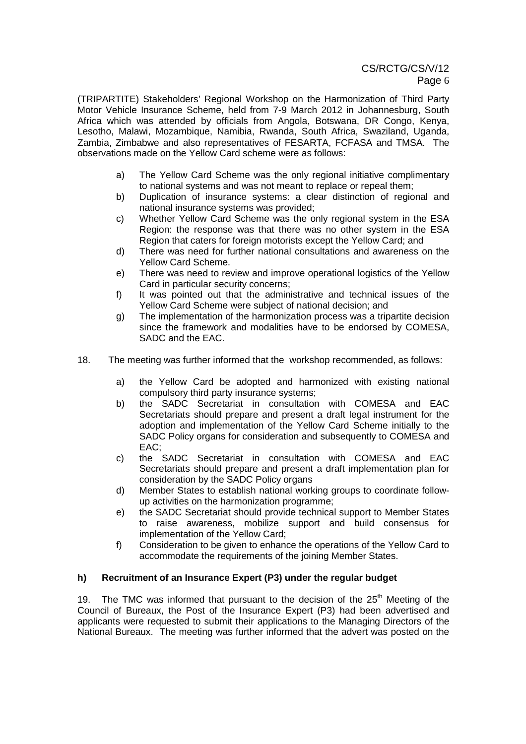(TRIPARTITE) Stakeholders' Regional Workshop on the Harmonization of Third Party Motor Vehicle Insurance Scheme, held from 7-9 March 2012 in Johannesburg, South Africa which was attended by officials from Angola, Botswana, DR Congo, Kenya, Lesotho, Malawi, Mozambique, Namibia, Rwanda, South Africa, Swaziland, Uganda, Zambia, Zimbabwe and also representatives of FESARTA, FCFASA and TMSA. The observations made on the Yellow Card scheme were as follows:

a) The Yellow Card Scheme was the only regional initiative complimentary to national systems and was not meant to replace or repeal them;
b) Duplication of insurance systems: a clear distinction of regional and national insurance systems was provided;
c) Whether Yellow Card Scheme was the only regional system in the ESA Region: the response was that there was no other system in the ESA Region that caters for foreign motorists except the Yellow Card; and
d) There was need for further national consultations and awareness on the Yellow Card Scheme.
e) There was need to review and improve operational logistics of the Yellow Card in particular security concerns;
f) It was pointed out that the administrative and technical issues of the Yellow Card Scheme were subject of national decision; and
g) The implementation of the harmonization process was a tripartite decision since the framework and modalities have to be endorsed by COMESA, SADC and the EAC.

18. The meeting was further informed that the workshop recommended, as follows:

a) the Yellow Card be adopted and harmonized with existing national compulsory third party insurance systems;
b) the SADC Secretariat in consultation with COMESA and EAC Secretariats should prepare and present a draft legal instrument for the adoption and implementation of the Yellow Card Scheme initially to the SADC Policy organs for consideration and subsequently to COMESA and EAC;
c) the SADC Secretariat in consultation with COMESA and EAC Secretariats should prepare and present a draft implementation plan for consideration by the SADC Policy organs
d) Member States to establish national working groups to coordinate follow-up activities on the harmonization programme;
e) the SADC Secretariat should provide technical support to Member States to raise awareness, mobilize support and build consensus for implementation of the Yellow Card;
f) Consideration to be given to enhance the operations of the Yellow Card to accommodate the requirements of the joining Member States.

### h) Recruitment of an Insurance Expert (P3) under the regular budget

19. The TMC was informed that pursuant to the decision of the 25th Meeting of the Council of Bureaux, the Post of the Insurance Expert (P3) had been advertised and applicants were requested to submit their applications to the Managing Directors of the National Bureaux. The meeting was further informed that the advert was posted on the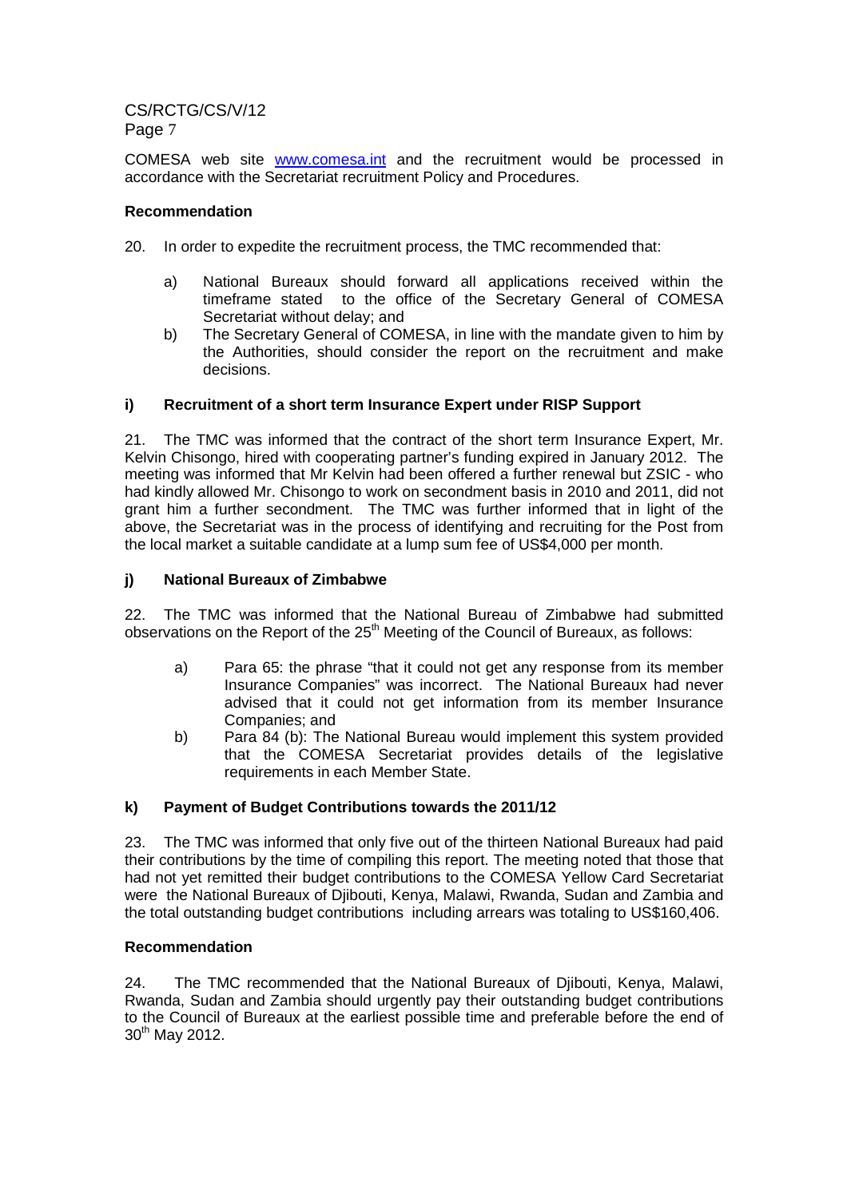COMESA web site www.comesa.int and the recruitment would be processed in accordance with the Secretariat recruitment Policy and Procedures.

**Recommendation**

20. In order to expedite the recruitment process, the TMC recommended that:

a) National Bureaux should forward all applications received within the timeframe stated to the office of the Secretary General of COMESA Secretariat without delay; and

b) The Secretary General of COMESA, in line with the mandate given to him by the Authorities, should consider the report on the recruitment and make decisions.

**i) Recruitment of a short term Insurance Expert under RISP Support**

21. The TMC was informed that the contract of the short term Insurance Expert, Mr. Kelvin Chisongo, hired with cooperating partner's funding expired in January 2012. The meeting was informed that Mr Kelvin had been offered a further renewal but ZSIC - who had kindly allowed Mr. Chisongo to work on secondment basis in 2010 and 2011, did not grant him a further secondment. The TMC was further informed that in light of the above, the Secretariat was in the process of identifying and recruiting for the Post from the local market a suitable candidate at a lump sum fee of US$4,000 per month.

**j) National Bureaux of Zimbabwe**

22. The TMC was informed that the National Bureau of Zimbabwe had submitted observations on the Report of the 25th Meeting of the Council of Bureaux, as follows:

a) Para 65: the phrase "that it could not get any response from its member Insurance Companies" was incorrect. The National Bureaux had never advised that it could not get information from its member Insurance Companies; and

b) Para 84 (b): The National Bureau would implement this system provided that the COMESA Secretariat provides details of the legislative requirements in each Member State.

**k) Payment of Budget Contributions towards the 2011/12**

23. The TMC was informed that only five out of the thirteen National Bureaux had paid their contributions by the time of compiling this report. The meeting noted that those that had not yet remitted their budget contributions to the COMESA Yellow Card Secretariat were the National Bureaux of Djibouti, Kenya, Malawi, Rwanda, Sudan and Zambia and the total outstanding budget contributions including arrears was totaling to US$160,406.

**Recommendation**

24. The TMC recommended that the National Bureaux of Djibouti, Kenya, Malawi, Rwanda, Sudan and Zambia should urgently pay their outstanding budget contributions to the Council of Bureaux at the earliest possible time and preferable before the end of 30th May 2012.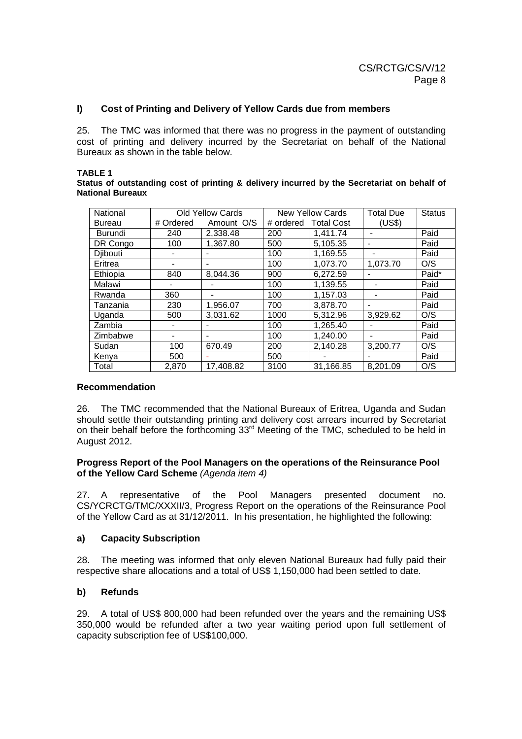### l) Cost of Printing and Delivery of Yellow Cards due from members

25. The TMC was informed that there was no progress in the payment of outstanding cost of printing and delivery incurred by the Secretariat on behalf of the National Bureaux as shown in the table below.

**TABLE 1**
**Status of outstanding cost of printing & delivery incurred by the Secretariat on behalf of National Bureaux**

| National Bureau | Old Yellow Cards | | New Yellow Cards | | Total Due (US$) | Status |
|---|---|---|---|---|---|---|
| | # Ordered | Amount O/S | # ordered | Total Cost | | |
| Burundi | 240 | 2,338.48 | 200 | 1,411.74 | - | Paid |
| DR Congo | 100 | 1,367.80 | 500 | 5,105.35 | - | Paid |
| Djibouti | - | - | 100 | 1,169.55 | - | Paid |
| Eritrea | - | - | 100 | 1,073.70 | 1,073.70 | O/S |
| Ethiopia | 840 | 8,044.36 | 900 | 6,272.59 | - | Paid* |
| Malawi | - | - | 100 | 1,139.55 | - | Paid |
| Rwanda | 360 | - | 100 | 1,157.03 | - | Paid |
| Tanzania | 230 | 1,956.07 | 700 | 3,878.70 | - | Paid |
| Uganda | 500 | 3,031.62 | 1000 | 5,312.96 | 3,929.62 | O/S |
| Zambia | - | - | 100 | 1,265.40 | - | Paid |
| Zimbabwe | - | - | 100 | 1,240.00 | - | Paid |
| Sudan | 100 | 670.49 | 200 | 2,140.28 | 3,200.77 | O/S |
| Kenya | 500 | - | 500 | - | - | Paid |
| Total | 2,870 | 17,408.82 | 3100 | 31,166.85 | 8,201.09 | O/S |

#### Recommendation

26. The TMC recommended that the National Bureaux of Eritrea, Uganda and Sudan should settle their outstanding printing and delivery cost arrears incurred by Secretariat on their behalf before the forthcoming 33rd Meeting of the TMC, scheduled to be held in August 2012.

#### Progress Report of the Pool Managers on the operations of the Reinsurance Pool of the Yellow Card Scheme *(Agenda item 4)*

27. A representative of the Pool Managers presented document no. CS/YCRCTG/TMC/XXXII/3, Progress Report on the operations of the Reinsurance Pool of the Yellow Card as at 31/12/2011. In his presentation, he highlighted the following:

### a) Capacity Subscription

28. The meeting was informed that only eleven National Bureaux had fully paid their respective share allocations and a total of US$ 1,150,000 had been settled to date.

### b) Refunds

29. A total of US$ 800,000 had been refunded over the years and the remaining US$ 350,000 would be refunded after a two year waiting period upon full settlement of capacity subscription fee of US$100,000.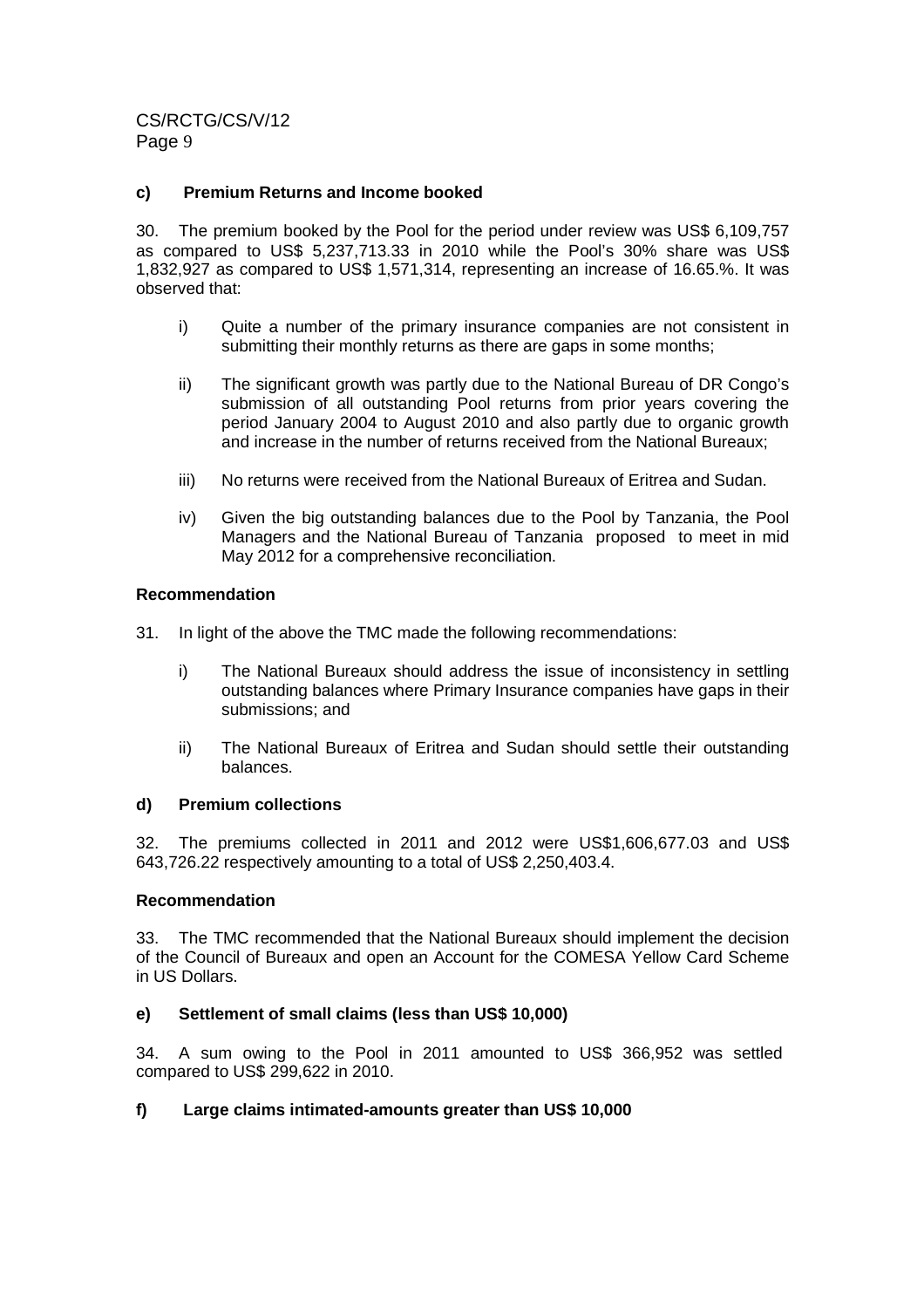#### c) Premium Returns and Income booked

30. The premium booked by the Pool for the period under review was US$ 6,109,757 as compared to US$ 5,237,713.33 in 2010 while the Pool's 30% share was US$ 1,832,927 as compared to US$ 1,571,314, representing an increase of 16.65.%. It was observed that:

i) Quite a number of the primary insurance companies are not consistent in submitting their monthly returns as there are gaps in some months;

ii) The significant growth was partly due to the National Bureau of DR Congo's submission of all outstanding Pool returns from prior years covering the period January 2004 to August 2010 and also partly due to organic growth and increase in the number of returns received from the National Bureaux;

iii) No returns were received from the National Bureaux of Eritrea and Sudan.

iv) Given the big outstanding balances due to the Pool by Tanzania, the Pool Managers and the National Bureau of Tanzania proposed to meet in mid May 2012 for a comprehensive reconciliation.

**Recommendation**

31. In light of the above the TMC made the following recommendations:

i) The National Bureaux should address the issue of inconsistency in settling outstanding balances where Primary Insurance companies have gaps in their submissions; and

ii) The National Bureaux of Eritrea and Sudan should settle their outstanding balances.

#### d) Premium collections

32. The premiums collected in 2011 and 2012 were US$1,606,677.03 and US$ 643,726.22 respectively amounting to a total of US$ 2,250,403.4.

**Recommendation**

33. The TMC recommended that the National Bureaux should implement the decision of the Council of Bureaux and open an Account for the COMESA Yellow Card Scheme in US Dollars.

#### e) Settlement of small claims (less than US$ 10,000)

34. A sum owing to the Pool in 2011 amounted to US$ 366,952 was settled compared to US$ 299,622 in 2010.

#### f) Large claims intimated-amounts greater than US$ 10,000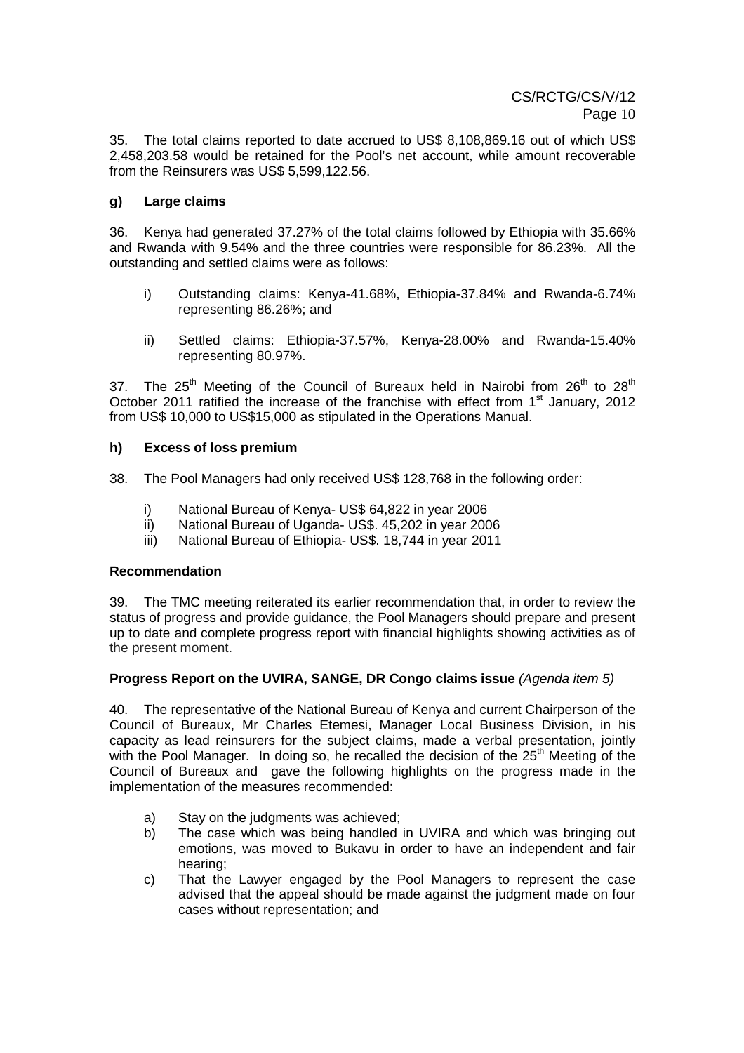35. The total claims reported to date accrued to US$ 8,108,869.16 out of which US$ 2,458,203.58 would be retained for the Pool's net account, while amount recoverable from the Reinsurers was US$ 5,599,122.56.

### g) Large claims

36. Kenya had generated 37.27% of the total claims followed by Ethiopia with 35.66% and Rwanda with 9.54% and the three countries were responsible for 86.23%. All the outstanding and settled claims were as follows:

- i) Outstanding claims: Kenya-41.68%, Ethiopia-37.84% and Rwanda-6.74% representing 86.26%; and
- ii) Settled claims: Ethiopia-37.57%, Kenya-28.00% and Rwanda-15.40% representing 80.97%.

37. The 25th Meeting of the Council of Bureaux held in Nairobi from 26th to 28th October 2011 ratified the increase of the franchise with effect from 1st January, 2012 from US$ 10,000 to US$15,000 as stipulated in the Operations Manual.

### h) Excess of loss premium

38. The Pool Managers had only received US$ 128,768 in the following order:

- i) National Bureau of Kenya- US$ 64,822 in year 2006
- ii) National Bureau of Uganda- US$. 45,202 in year 2006
- iii) National Bureau of Ethiopia- US$. 18,744 in year 2011

### Recommendation

39. The TMC meeting reiterated its earlier recommendation that, in order to review the status of progress and provide guidance, the Pool Managers should prepare and present up to date and complete progress report with financial highlights showing activities as of the present moment.

### Progress Report on the UVIRA, SANGE, DR Congo claims issue *(Agenda item 5)*

40. The representative of the National Bureau of Kenya and current Chairperson of the Council of Bureaux, Mr Charles Etemesi, Manager Local Business Division, in his capacity as lead reinsurers for the subject claims, made a verbal presentation, jointly with the Pool Manager. In doing so, he recalled the decision of the 25th Meeting of the Council of Bureaux and gave the following highlights on the progress made in the implementation of the measures recommended:

- a) Stay on the judgments was achieved;
- b) The case which was being handled in UVIRA and which was bringing out emotions, was moved to Bukavu in order to have an independent and fair hearing;
- c) That the Lawyer engaged by the Pool Managers to represent the case advised that the appeal should be made against the judgment made on four cases without representation; and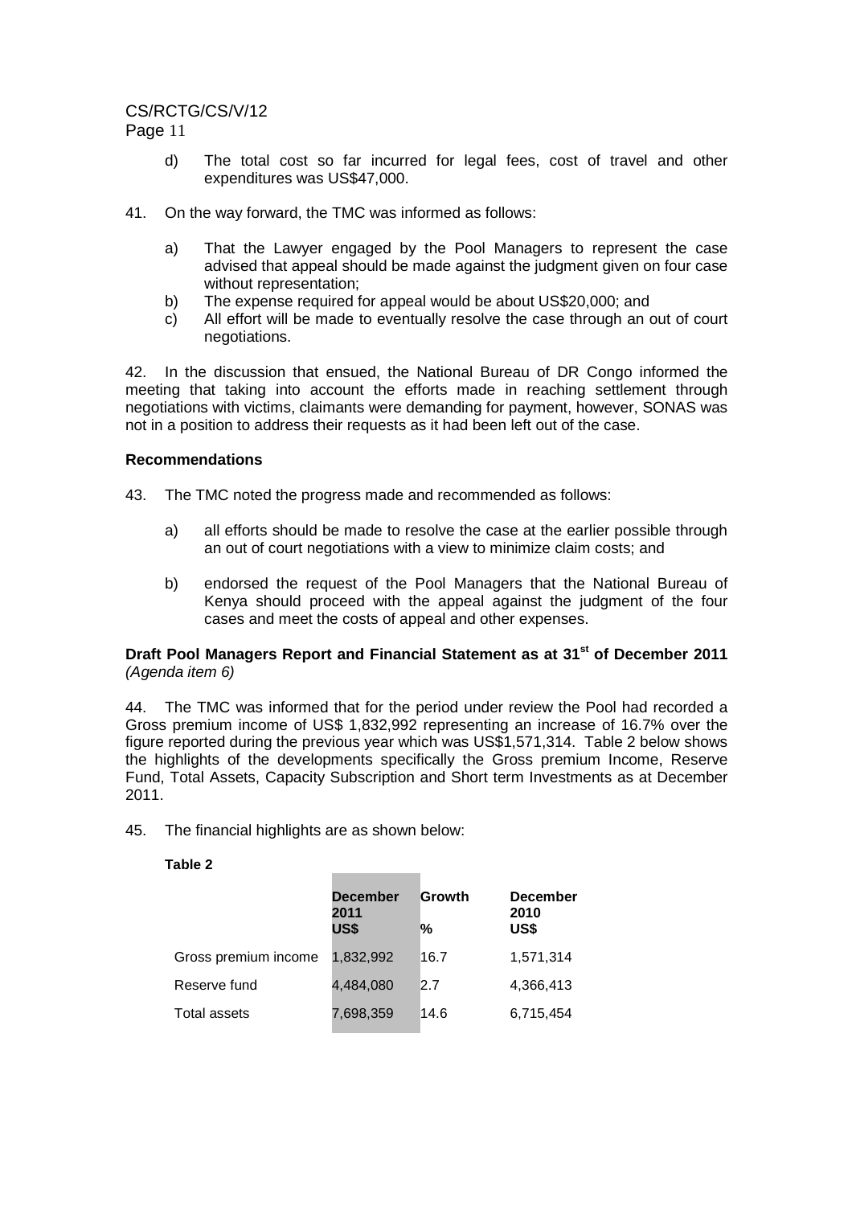d) The total cost so far incurred for legal fees, cost of travel and other expenditures was US$47,000.

41. On the way forward, the TMC was informed as follows:

a) That the Lawyer engaged by the Pool Managers to represent the case advised that appeal should be made against the judgment given on four case without representation;
b) The expense required for appeal would be about US$20,000; and
c) All effort will be made to eventually resolve the case through an out of court negotiations.

42. In the discussion that ensued, the National Bureau of DR Congo informed the meeting that taking into account the efforts made in reaching settlement through negotiations with victims, claimants were demanding for payment, however, SONAS was not in a position to address their requests as it had been left out of the case.

**Recommendations**

43. The TMC noted the progress made and recommended as follows:

a) all efforts should be made to resolve the case at the earlier possible through an out of court negotiations with a view to minimize claim costs; and

b) endorsed the request of the Pool Managers that the National Bureau of Kenya should proceed with the appeal against the judgment of the four cases and meet the costs of appeal and other expenses.

**Draft Pool Managers Report and Financial Statement as at 31st of December 2011** *(Agenda item 6)*

44. The TMC was informed that for the period under review the Pool had recorded a Gross premium income of US$ 1,832,992 representing an increase of 16.7% over the figure reported during the previous year which was US$1,571,314. Table 2 below shows the highlights of the developments specifically the Gross premium Income, Reserve Fund, Total Assets, Capacity Subscription and Short term Investments as at December 2011.

45. The financial highlights are as shown below:

**Table 2**

| | December 2011 US$ | Growth % | December 2010 US$ |
|---|---|---|---|
| Gross premium income | 1,832,992 | 16.7 | 1,571,314 |
| Reserve fund | 4,484,080 | 2.7 | 4,366,413 |
| Total assets | 7,698,359 | 14.6 | 6,715,454 |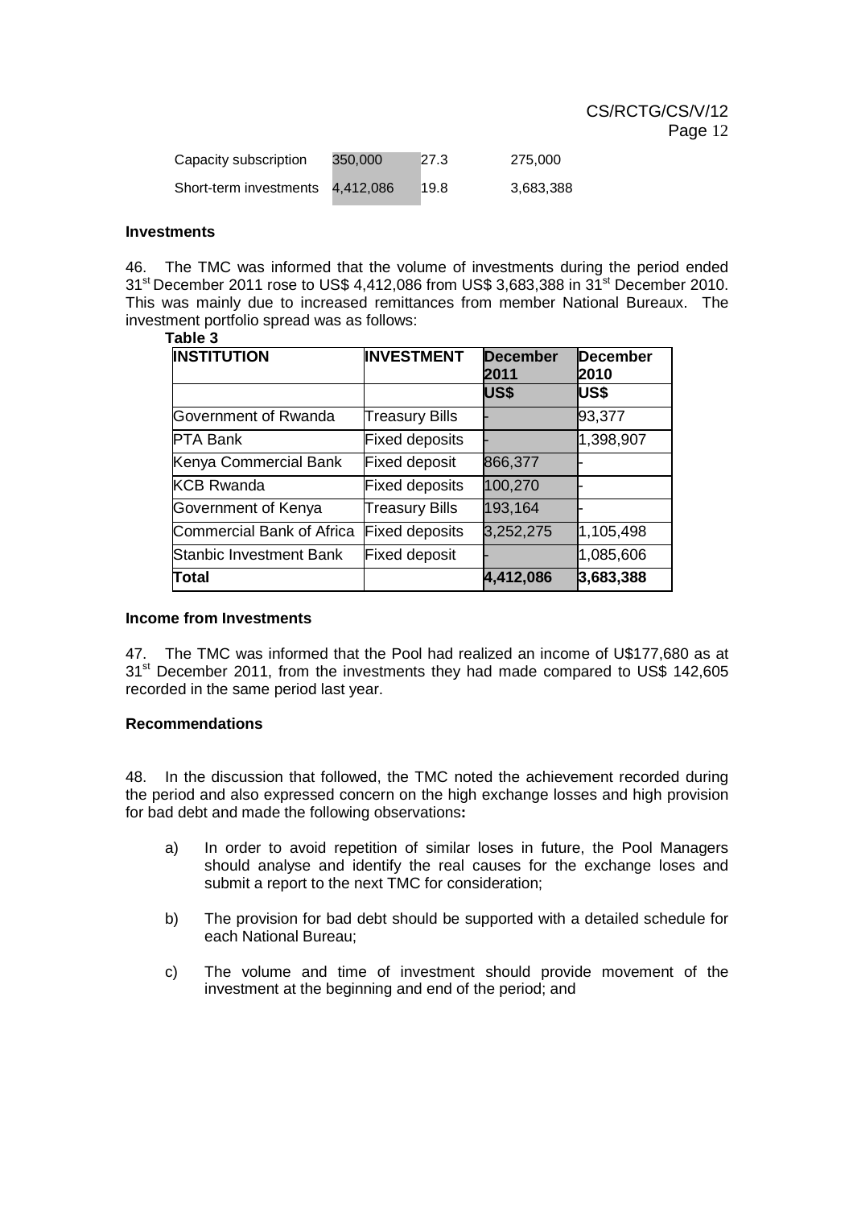| Capacity subscription | 350,000 | 27.3 | 275,000 |
|---|---|---|---|
| Short-term investments | 4,412,086 | 19.8 | 3,683,388 |

**Investments**

46. The TMC was informed that the volume of investments during the period ended 31st December 2011 rose to US$ 4,412,086 from US$ 3,683,388 in 31st December 2010. This was mainly due to increased remittances from member National Bureaux. The investment portfolio spread was as follows:

**Table 3**

| INSTITUTION | INVESTMENT | December 2011 | December 2010 |
|---|---|---|---|
| | | US$ | US$ |
| Government of Rwanda | Treasury Bills | - | 93,377 |
| PTA Bank | Fixed deposits | - | 1,398,907 |
| Kenya Commercial Bank | Fixed deposit | 866,377 | - |
| KCB Rwanda | Fixed deposits | 100,270 | - |
| Government of Kenya | Treasury Bills | 193,164 | - |
| Commercial Bank of Africa | Fixed deposits | 3,252,275 | 1,105,498 |
| Stanbic Investment Bank | Fixed deposit | - | 1,085,606 |
| **Total** | | **4,412,086** | **3,683,388** |

**Income from Investments**

47. The TMC was informed that the Pool had realized an income of U$177,680 as at 31st December 2011, from the investments they had made compared to US$ 142,605 recorded in the same period last year.

**Recommendations**

48. In the discussion that followed, the TMC noted the achievement recorded during the period and also expressed concern on the high exchange losses and high provision for bad debt and made the following observations**:**

a) In order to avoid repetition of similar loses in future, the Pool Managers should analyse and identify the real causes for the exchange loses and submit a report to the next TMC for consideration;

b) The provision for bad debt should be supported with a detailed schedule for each National Bureau;

c) The volume and time of investment should provide movement of the investment at the beginning and end of the period; and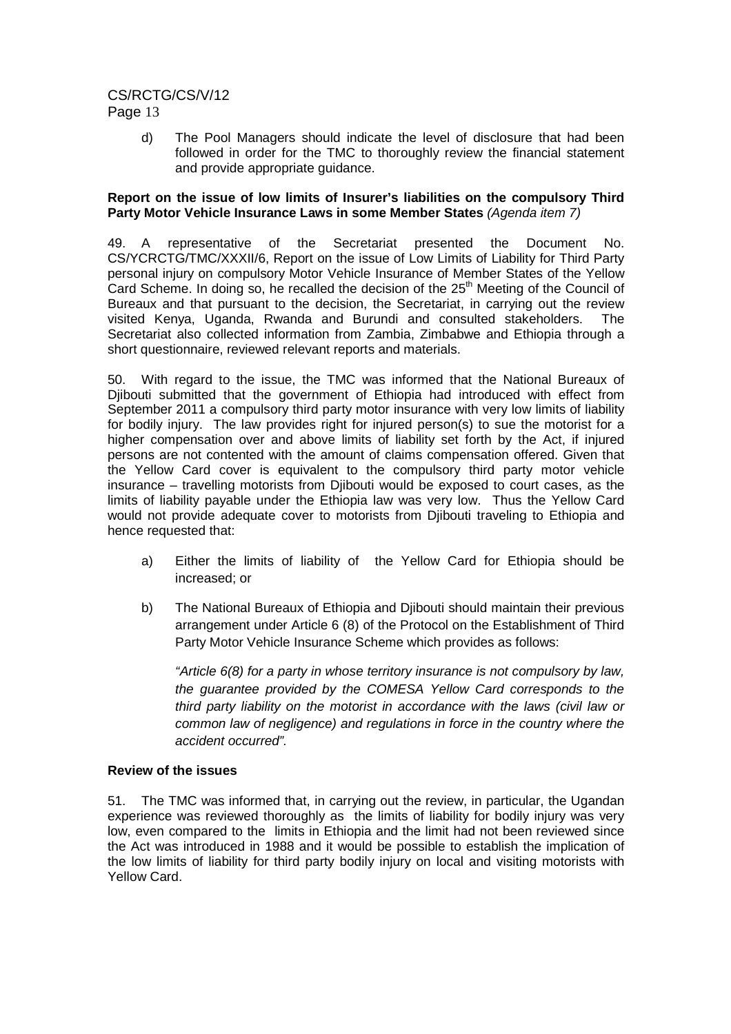d) The Pool Managers should indicate the level of disclosure that had been followed in order for the TMC to thoroughly review the financial statement and provide appropriate guidance.

**Report on the issue of low limits of Insurer's liabilities on the compulsory Third Party Motor Vehicle Insurance Laws in some Member States** *(Agenda item 7)*

49. A representative of the Secretariat presented the Document No. CS/YCRCTG/TMC/XXXII/6, Report on the issue of Low Limits of Liability for Third Party personal injury on compulsory Motor Vehicle Insurance of Member States of the Yellow Card Scheme. In doing so, he recalled the decision of the 25th Meeting of the Council of Bureaux and that pursuant to the decision, the Secretariat, in carrying out the review visited Kenya, Uganda, Rwanda and Burundi and consulted stakeholders. The Secretariat also collected information from Zambia, Zimbabwe and Ethiopia through a short questionnaire, reviewed relevant reports and materials.

50. With regard to the issue, the TMC was informed that the National Bureaux of Djibouti submitted that the government of Ethiopia had introduced with effect from September 2011 a compulsory third party motor insurance with very low limits of liability for bodily injury. The law provides right for injured person(s) to sue the motorist for a higher compensation over and above limits of liability set forth by the Act, if injured persons are not contented with the amount of claims compensation offered. Given that the Yellow Card cover is equivalent to the compulsory third party motor vehicle insurance – travelling motorists from Djibouti would be exposed to court cases, as the limits of liability payable under the Ethiopia law was very low. Thus the Yellow Card would not provide adequate cover to motorists from Djibouti traveling to Ethiopia and hence requested that:

a) Either the limits of liability of the Yellow Card for Ethiopia should be increased; or

b) The National Bureaux of Ethiopia and Djibouti should maintain their previous arrangement under Article 6 (8) of the Protocol on the Establishment of Third Party Motor Vehicle Insurance Scheme which provides as follows:

   *"Article 6(8) for a party in whose territory insurance is not compulsory by law, the guarantee provided by the COMESA Yellow Card corresponds to the third party liability on the motorist in accordance with the laws (civil law or common law of negligence) and regulations in force in the country where the accident occurred".*

**Review of the issues**

51. The TMC was informed that, in carrying out the review, in particular, the Ugandan experience was reviewed thoroughly as the limits of liability for bodily injury was very low, even compared to the limits in Ethiopia and the limit had not been reviewed since the Act was introduced in 1988 and it would be possible to establish the implication of the low limits of liability for third party bodily injury on local and visiting motorists with Yellow Card.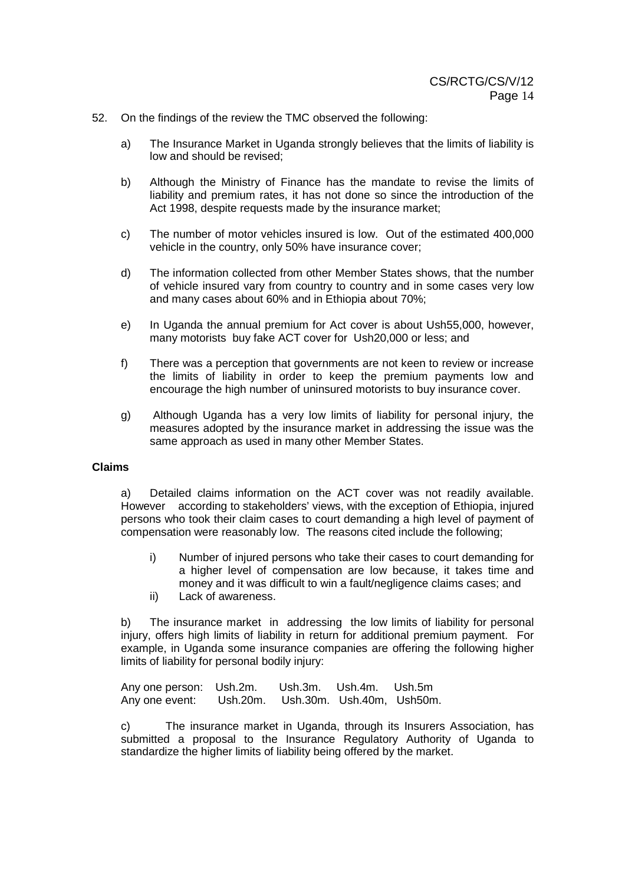52. On the findings of the review the TMC observed the following:

   a) The Insurance Market in Uganda strongly believes that the limits of liability is low and should be revised;

   b) Although the Ministry of Finance has the mandate to revise the limits of liability and premium rates, it has not done so since the introduction of the Act 1998, despite requests made by the insurance market;

   c) The number of motor vehicles insured is low. Out of the estimated 400,000 vehicle in the country, only 50% have insurance cover;

   d) The information collected from other Member States shows, that the number of vehicle insured vary from country to country and in some cases very low and many cases about 60% and in Ethiopia about 70%;

   e) In Uganda the annual premium for Act cover is about Ush55,000, however, many motorists buy fake ACT cover for Ush20,000 or less; and

   f) There was a perception that governments are not keen to review or increase the limits of liability in order to keep the premium payments low and encourage the high number of uninsured motorists to buy insurance cover.

   g) Although Uganda has a very low limits of liability for personal injury, the measures adopted by the insurance market in addressing the issue was the same approach as used in many other Member States.

**Claims**

a) Detailed claims information on the ACT cover was not readily available. However according to stakeholders' views, with the exception of Ethiopia, injured persons who took their claim cases to court demanding a high level of payment of compensation were reasonably low. The reasons cited include the following;

   i) Number of injured persons who take their cases to court demanding for a higher level of compensation are low because, it takes time and money and it was difficult to win a fault/negligence claims cases; and
   ii) Lack of awareness.

b) The insurance market in addressing the low limits of liability for personal injury, offers high limits of liability in return for additional premium payment. For example, in Uganda some insurance companies are offering the following higher limits of liability for personal bodily injury:

| | | | | |
|---|---|---|---|---|
| Any one person: | Ush.2m. | Ush.3m. | Ush.4m. | Ush.5m |
| Any one event: | Ush.20m. | Ush.30m. | Ush.40m, | Ush50m. |

c) The insurance market in Uganda, through its Insurers Association, has submitted a proposal to the Insurance Regulatory Authority of Uganda to standardize the higher limits of liability being offered by the market.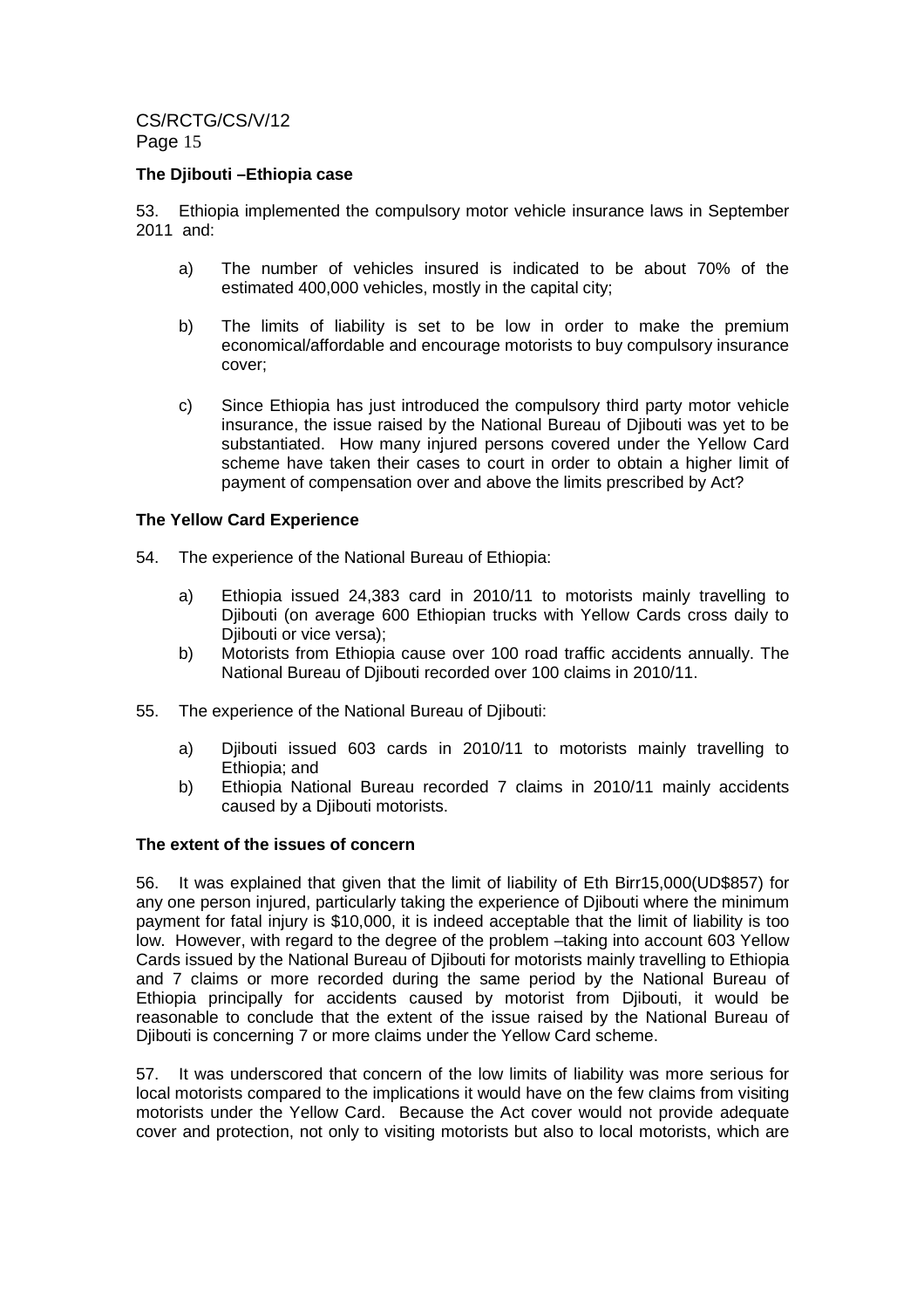**The Djibouti –Ethiopia case**

53. Ethiopia implemented the compulsory motor vehicle insurance laws in September 2011 and:

a) The number of vehicles insured is indicated to be about 70% of the estimated 400,000 vehicles, mostly in the capital city;

b) The limits of liability is set to be low in order to make the premium economical/affordable and encourage motorists to buy compulsory insurance cover;

c) Since Ethiopia has just introduced the compulsory third party motor vehicle insurance, the issue raised by the National Bureau of Djibouti was yet to be substantiated. How many injured persons covered under the Yellow Card scheme have taken their cases to court in order to obtain a higher limit of payment of compensation over and above the limits prescribed by Act?

**The Yellow Card Experience**

54. The experience of the National Bureau of Ethiopia:

a) Ethiopia issued 24,383 card in 2010/11 to motorists mainly travelling to Djibouti (on average 600 Ethiopian trucks with Yellow Cards cross daily to Djibouti or vice versa);
b) Motorists from Ethiopia cause over 100 road traffic accidents annually. The National Bureau of Djibouti recorded over 100 claims in 2010/11.

55. The experience of the National Bureau of Djibouti:

a) Djibouti issued 603 cards in 2010/11 to motorists mainly travelling to Ethiopia; and
b) Ethiopia National Bureau recorded 7 claims in 2010/11 mainly accidents caused by a Djibouti motorists.

**The extent of the issues of concern**

56. It was explained that given that the limit of liability of Eth Birr15,000(UD$857) for any one person injured, particularly taking the experience of Djibouti where the minimum payment for fatal injury is $10,000, it is indeed acceptable that the limit of liability is too low. However, with regard to the degree of the problem –taking into account 603 Yellow Cards issued by the National Bureau of Djibouti for motorists mainly travelling to Ethiopia and 7 claims or more recorded during the same period by the National Bureau of Ethiopia principally for accidents caused by motorist from Djibouti, it would be reasonable to conclude that the extent of the issue raised by the National Bureau of Djibouti is concerning 7 or more claims under the Yellow Card scheme.

57. It was underscored that concern of the low limits of liability was more serious for local motorists compared to the implications it would have on the few claims from visiting motorists under the Yellow Card. Because the Act cover would not provide adequate cover and protection, not only to visiting motorists but also to local motorists, which are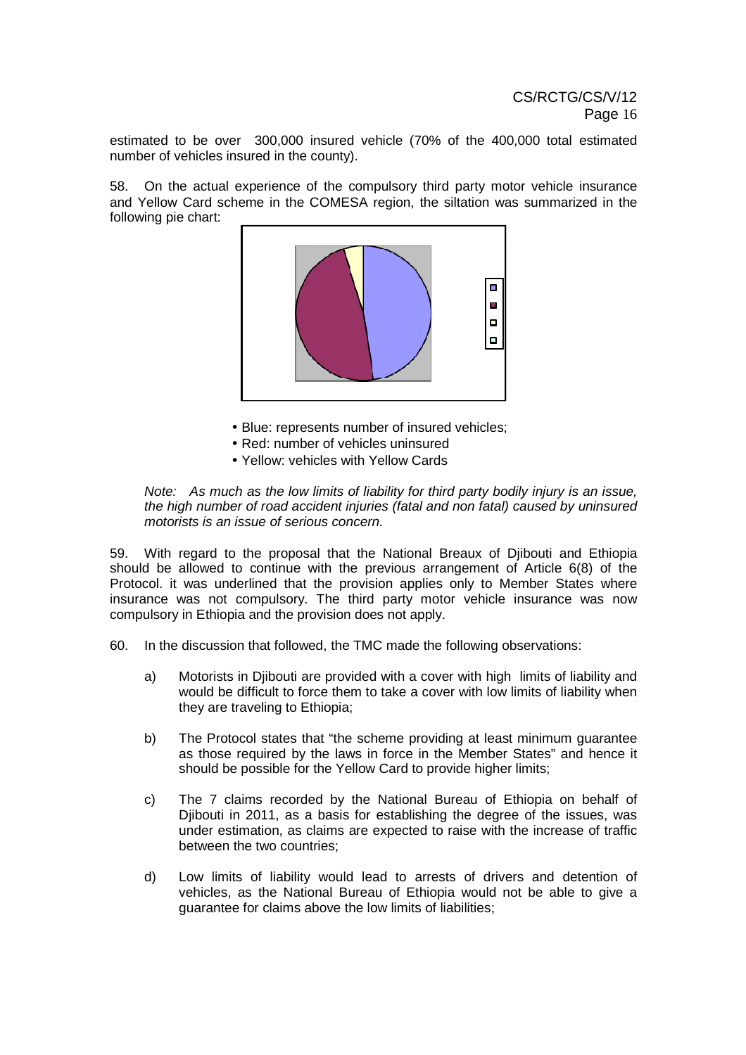estimated to be over 300,000 insured vehicle (70% of the 400,000 total estimated number of vehicles insured in the county).

58. On the actual experience of the compulsory third party motor vehicle insurance and Yellow Card scheme in the COMESA region, the siltation was summarized in the following pie chart:

- Blue: represents number of insured vehicles;
- Red: number of vehicles uninsured
- Yellow: vehicles with Yellow Cards

*Note: As much as the low limits of liability for third party bodily injury is an issue, the high number of road accident injuries (fatal and non fatal) caused by uninsured motorists is an issue of serious concern.*

59. With regard to the proposal that the National Breaux of Djibouti and Ethiopia should be allowed to continue with the previous arrangement of Article 6(8) of the Protocol. it was underlined that the provision applies only to Member States where insurance was not compulsory. The third party motor vehicle insurance was now compulsory in Ethiopia and the provision does not apply.

60. In the discussion that followed, the TMC made the following observations:

a) Motorists in Djibouti are provided with a cover with high limits of liability and would be difficult to force them to take a cover with low limits of liability when they are traveling to Ethiopia;

b) The Protocol states that "the scheme providing at least minimum guarantee as those required by the laws in force in the Member States" and hence it should be possible for the Yellow Card to provide higher limits;

c) The 7 claims recorded by the National Bureau of Ethiopia on behalf of Djibouti in 2011, as a basis for establishing the degree of the issues, was under estimation, as claims are expected to raise with the increase of traffic between the two countries;

d) Low limits of liability would lead to arrests of drivers and detention of vehicles, as the National Bureau of Ethiopia would not be able to give a guarantee for claims above the low limits of liabilities;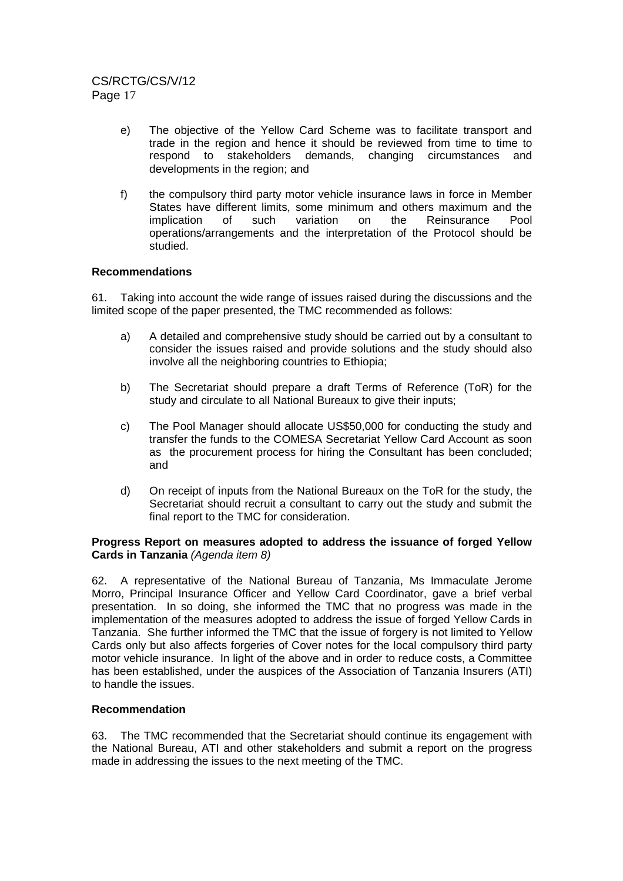e) The objective of the Yellow Card Scheme was to facilitate transport and trade in the region and hence it should be reviewed from time to time to respond to stakeholders demands, changing circumstances and developments in the region; and

f) the compulsory third party motor vehicle insurance laws in force in Member States have different limits, some minimum and others maximum and the implication of such variation on the Reinsurance Pool operations/arrangements and the interpretation of the Protocol should be studied.

**Recommendations**

61. Taking into account the wide range of issues raised during the discussions and the limited scope of the paper presented, the TMC recommended as follows:

a) A detailed and comprehensive study should be carried out by a consultant to consider the issues raised and provide solutions and the study should also involve all the neighboring countries to Ethiopia;

b) The Secretariat should prepare a draft Terms of Reference (ToR) for the study and circulate to all National Bureaux to give their inputs;

c) The Pool Manager should allocate US$50,000 for conducting the study and transfer the funds to the COMESA Secretariat Yellow Card Account as soon as the procurement process for hiring the Consultant has been concluded; and

d) On receipt of inputs from the National Bureaux on the ToR for the study, the Secretariat should recruit a consultant to carry out the study and submit the final report to the TMC for consideration.

**Progress Report on measures adopted to address the issuance of forged Yellow Cards in Tanzania** *(Agenda item 8)*

62. A representative of the National Bureau of Tanzania, Ms Immaculate Jerome Morro, Principal Insurance Officer and Yellow Card Coordinator, gave a brief verbal presentation. In so doing, she informed the TMC that no progress was made in the implementation of the measures adopted to address the issue of forged Yellow Cards in Tanzania. She further informed the TMC that the issue of forgery is not limited to Yellow Cards only but also affects forgeries of Cover notes for the local compulsory third party motor vehicle insurance. In light of the above and in order to reduce costs, a Committee has been established, under the auspices of the Association of Tanzania Insurers (ATI) to handle the issues.

**Recommendation**

63. The TMC recommended that the Secretariat should continue its engagement with the National Bureau, ATI and other stakeholders and submit a report on the progress made in addressing the issues to the next meeting of the TMC.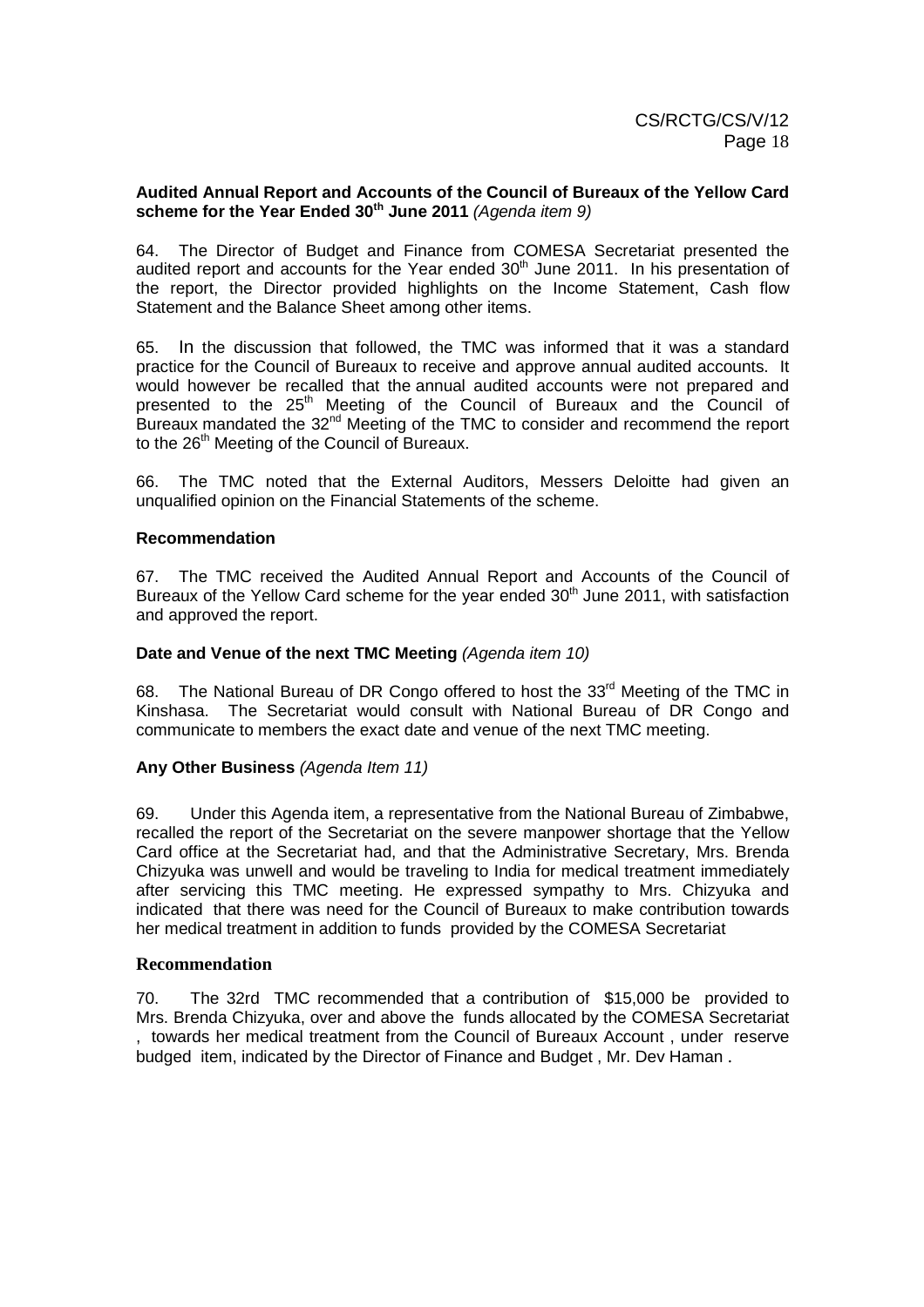**Audited Annual Report and Accounts of the Council of Bureaux of the Yellow Card scheme for the Year Ended 30th June 2011** *(Agenda item 9)*

64. The Director of Budget and Finance from COMESA Secretariat presented the audited report and accounts for the Year ended 30th June 2011. In his presentation of the report, the Director provided highlights on the Income Statement, Cash flow Statement and the Balance Sheet among other items.

65. In the discussion that followed, the TMC was informed that it was a standard practice for the Council of Bureaux to receive and approve annual audited accounts. It would however be recalled that the annual audited accounts were not prepared and presented to the 25th Meeting of the Council of Bureaux and the Council of Bureaux mandated the 32nd Meeting of the TMC to consider and recommend the report to the 26th Meeting of the Council of Bureaux.

66. The TMC noted that the External Auditors, Messers Deloitte had given an unqualified opinion on the Financial Statements of the scheme.

**Recommendation**

67. The TMC received the Audited Annual Report and Accounts of the Council of Bureaux of the Yellow Card scheme for the year ended 30th June 2011, with satisfaction and approved the report.

**Date and Venue of the next TMC Meeting** *(Agenda item 10)*

68. The National Bureau of DR Congo offered to host the 33rd Meeting of the TMC in Kinshasa. The Secretariat would consult with National Bureau of DR Congo and communicate to members the exact date and venue of the next TMC meeting.

**Any Other Business** *(Agenda Item 11)*

69. Under this Agenda item, a representative from the National Bureau of Zimbabwe, recalled the report of the Secretariat on the severe manpower shortage that the Yellow Card office at the Secretariat had, and that the Administrative Secretary, Mrs. Brenda Chizyuka was unwell and would be traveling to India for medical treatment immediately after servicing this TMC meeting. He expressed sympathy to Mrs. Chizyuka and indicated that there was need for the Council of Bureaux to make contribution towards her medical treatment in addition to funds provided by the COMESA Secretariat

**Recommendation**

70. The 32rd TMC recommended that a contribution of $15,000 be provided to Mrs. Brenda Chizyuka, over and above the funds allocated by the COMESA Secretariat , towards her medical treatment from the Council of Bureaux Account , under reserve budged item, indicated by the Director of Finance and Budget , Mr. Dev Haman .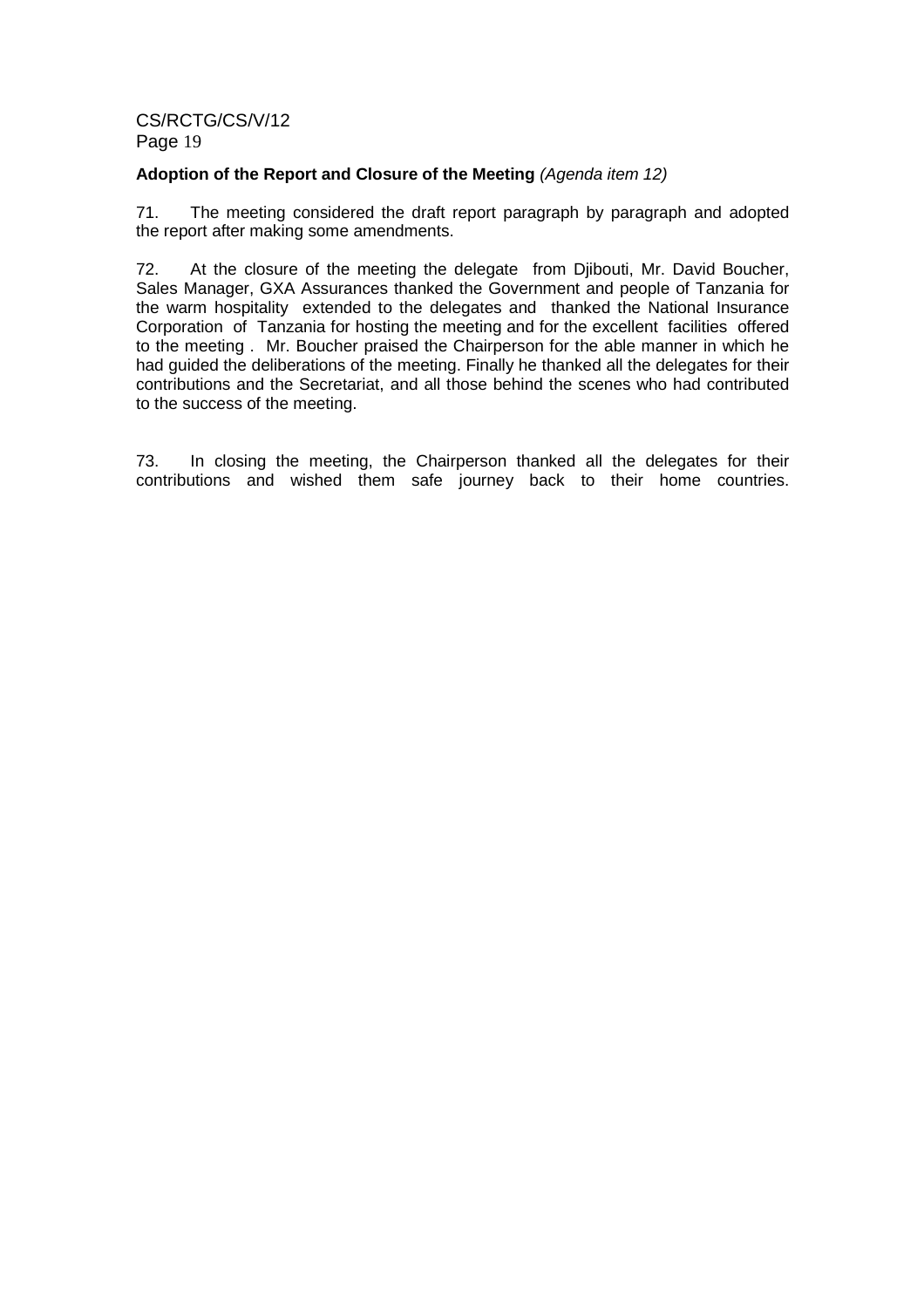**Adoption of the Report and Closure of the Meeting** *(Agenda item 12)*

71. The meeting considered the draft report paragraph by paragraph and adopted the report after making some amendments.

72. At the closure of the meeting the delegate from Djibouti, Mr. David Boucher, Sales Manager, GXA Assurances thanked the Government and people of Tanzania for the warm hospitality extended to the delegates and thanked the National Insurance Corporation of Tanzania for hosting the meeting and for the excellent facilities offered to the meeting . Mr. Boucher praised the Chairperson for the able manner in which he had guided the deliberations of the meeting. Finally he thanked all the delegates for their contributions and the Secretariat, and all those behind the scenes who had contributed to the success of the meeting.

73. In closing the meeting, the Chairperson thanked all the delegates for their contributions and wished them safe journey back to their home countries.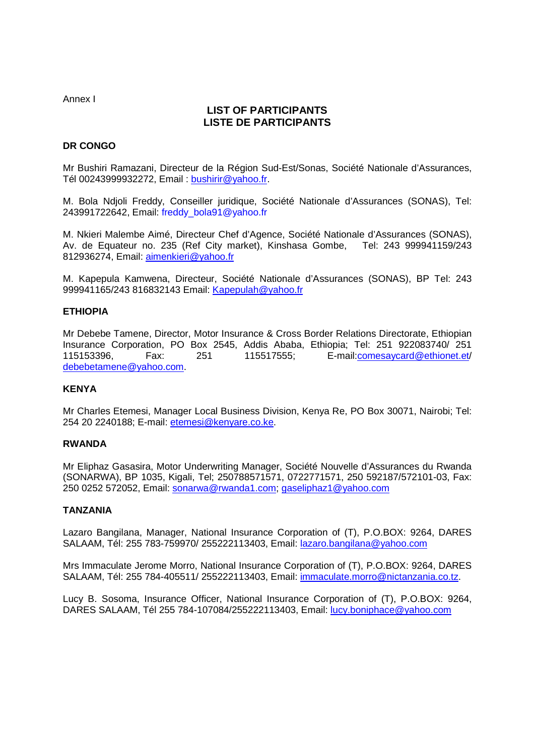Annex I

## LIST OF PARTICIPANTS
## LISTE DE PARTICIPANTS

### DR CONGO

Mr Bushiri Ramazani, Directeur de la Région Sud-Est/Sonas, Société Nationale d'Assurances, Tél 00243999932272, Email : bushirir@yahoo.fr.

M. Bola Ndjoli Freddy, Conseiller juridique, Société Nationale d'Assurances (SONAS), Tel: 243991722642, Email: freddy_bola91@yahoo.fr

M. Nkieri Malembe Aimé, Directeur Chef d'Agence, Société Nationale d'Assurances (SONAS), Av. de Equateur no. 235 (Ref City market), Kinshasa Gombe, Tel: 243 999941159/243 812936274, Email: aimenkieri@yahoo.fr

M. Kapepula Kamwena, Directeur, Société Nationale d'Assurances (SONAS), BP Tel: 243 999941165/243 816832143 Email: Kapepulah@yahoo.fr

### ETHIOPIA

Mr Debebe Tamene, Director, Motor Insurance & Cross Border Relations Directorate, Ethiopian Insurance Corporation, PO Box 2545, Addis Ababa, Ethiopia; Tel: 251 922083740/ 251 115153396, Fax: 251 115517555; E-mail:comesaycard@ethionet.et/ debebetamene@yahoo.com.

### KENYA

Mr Charles Etemesi, Manager Local Business Division, Kenya Re, PO Box 30071, Nairobi; Tel: 254 20 2240188; E-mail: etemesi@kenyare.co.ke.

### RWANDA

Mr Eliphaz Gasasira, Motor Underwriting Manager, Société Nouvelle d'Assurances du Rwanda (SONARWA), BP 1035, Kigali, Tel; 250788571571, 0722771571, 250 592187/572101-03, Fax: 250 0252 572052, Email: sonarwa@rwanda1.com; gaseliphaz1@yahoo.com

### TANZANIA

Lazaro Bangilana, Manager, National Insurance Corporation of (T), P.O.BOX: 9264, DARES SALAAM, Tél: 255 783-759970/ 255222113403, Email: lazaro.bangilana@yahoo.com

Mrs Immaculate Jerome Morro, National Insurance Corporation of (T), P.O.BOX: 9264, DARES SALAAM, Tél: 255 784-405511/ 255222113403, Email: immaculate.morro@nictanzania.co.tz.

Lucy B. Sosoma, Insurance Officer, National Insurance Corporation of (T), P.O.BOX: 9264, DARES SALAAM, Tél 255 784-107084/255222113403, Email: lucy.boniphace@yahoo.com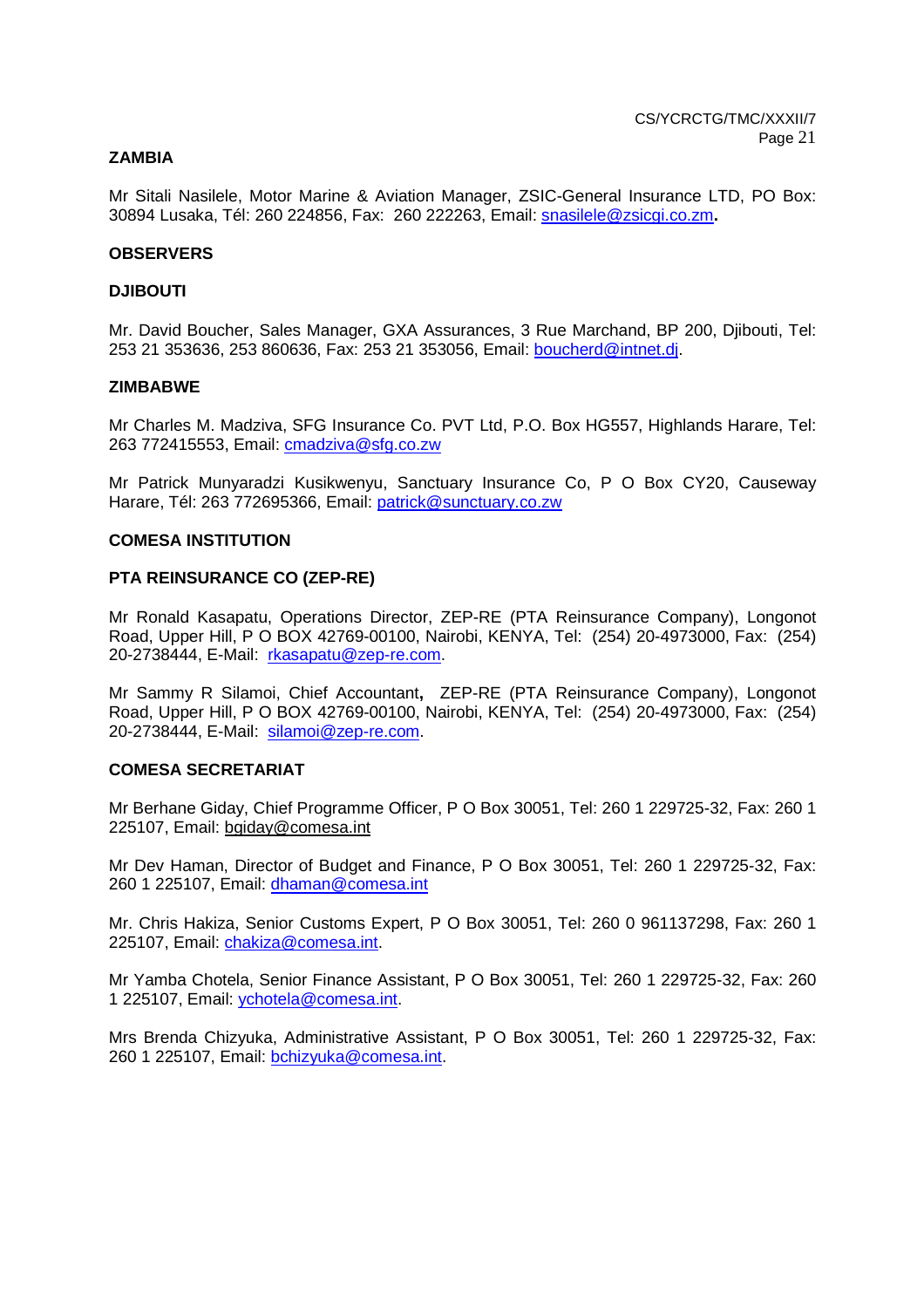**ZAMBIA**

Mr Sitali Nasilele, Motor Marine & Aviation Manager, ZSIC-General Insurance LTD, PO Box: 30894 Lusaka, Tél: 260 224856, Fax: 260 222263, Email: snasilele@zsicgi.co.zm**.**

**OBSERVERS**

**DJIBOUTI**

Mr. David Boucher, Sales Manager, GXA Assurances, 3 Rue Marchand, BP 200, Djibouti, Tel: 253 21 353636, 253 860636, Fax: 253 21 353056, Email: boucherd@intnet.dj.

**ZIMBABWE**

Mr Charles M. Madziva, SFG Insurance Co. PVT Ltd, P.O. Box HG557, Highlands Harare, Tel: 263 772415553, Email: cmadziva@sfg.co.zw

Mr Patrick Munyaradzi Kusikwenyu, Sanctuary Insurance Co, P O Box CY20, Causeway Harare, Tél: 263 772695366, Email: patrick@sunctuary.co.zw

**COMESA INSTITUTION**

**PTA REINSURANCE CO (ZEP-RE)**

Mr Ronald Kasapatu, Operations Director, ZEP-RE (PTA Reinsurance Company), Longonot Road, Upper Hill, P O BOX 42769-00100, Nairobi, KENYA, Tel: (254) 20-4973000, Fax: (254) 20-2738444, E-Mail: rkasapatu@zep-re.com.

Mr Sammy R Silamoi, Chief Accountant**,** ZEP-RE (PTA Reinsurance Company), Longonot Road, Upper Hill, P O BOX 42769-00100, Nairobi, KENYA, Tel: (254) 20-4973000, Fax: (254) 20-2738444, E-Mail: silamoi@zep-re.com.

**COMESA SECRETARIAT**

Mr Berhane Giday, Chief Programme Officer, P O Box 30051, Tel: 260 1 229725-32, Fax: 260 1 225107, Email: bgiday@comesa.int

Mr Dev Haman, Director of Budget and Finance, P O Box 30051, Tel: 260 1 229725-32, Fax: 260 1 225107, Email: dhaman@comesa.int

Mr. Chris Hakiza, Senior Customs Expert, P O Box 30051, Tel: 260 0 961137298, Fax: 260 1 225107, Email: chakiza@comesa.int.

Mr Yamba Chotela, Senior Finance Assistant, P O Box 30051, Tel: 260 1 229725-32, Fax: 260 1 225107, Email: ychotela@comesa.int.

Mrs Brenda Chizyuka, Administrative Assistant, P O Box 30051, Tel: 260 1 229725-32, Fax: 260 1 225107, Email: bchizyuka@comesa.int.